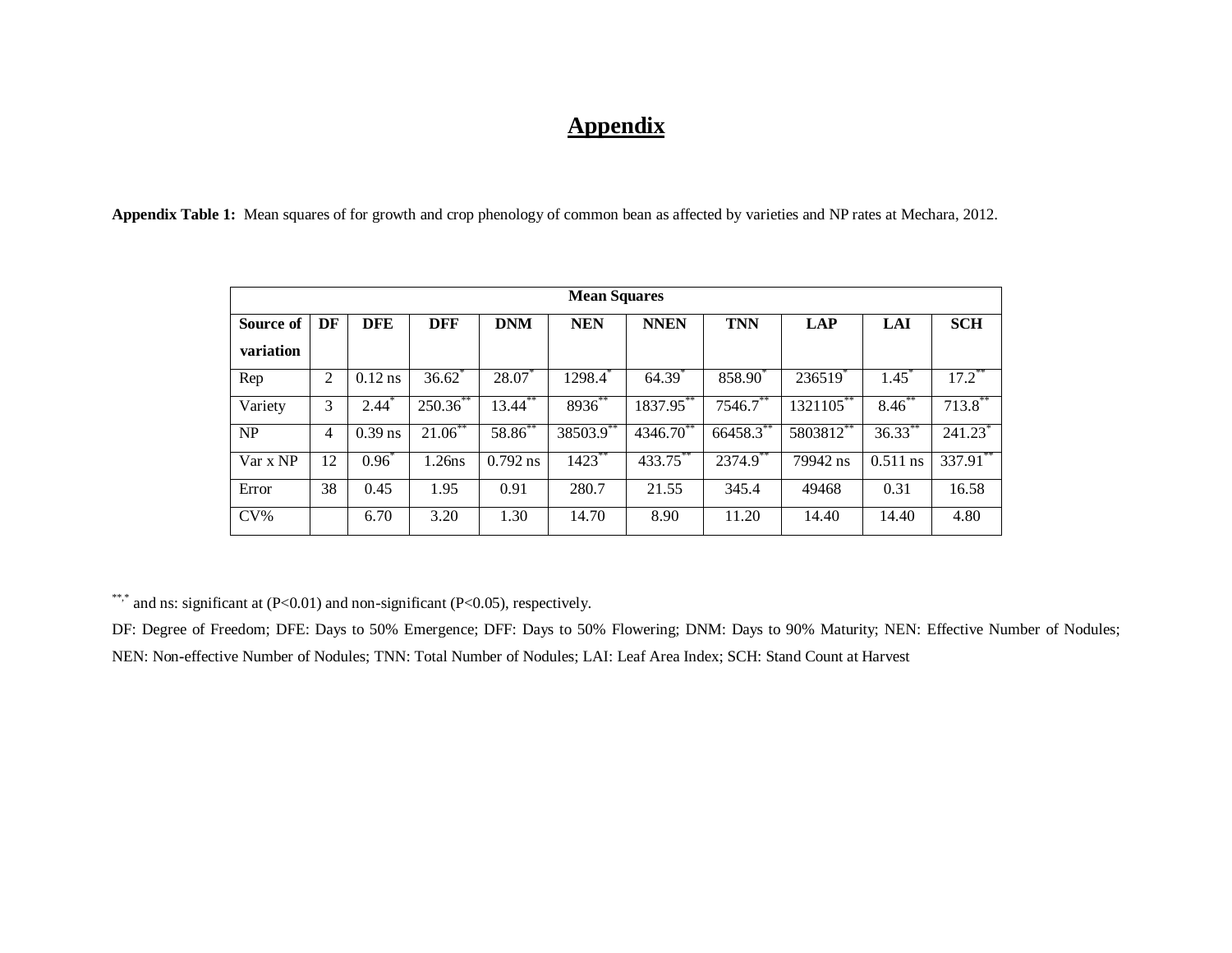# Appendix

**Appendix Table 1:** Mean squares of for growth and crop phenology of common bean as affected by varieties and NP rates at Mechara, 2012.

| Mean Squares | | | | | | | | | | |
|---|---|---|---|---|---|---|---|---|---|---|
| **Source of variation** | **DF** | **DFE** | **DFF** | **DNM** | **NEN** | **NNEN** | **TNN** | **LAP** | **LAI** | **SCH** |
| Rep | 2 | 0.12 ns | 36.62* | 28.07* | 1298.4* | 64.39* | 858.90* | 236519* | 1.45* | 17.2** |
| Variety | 3 | 2.44* | 250.36** | 13.44** | 8936** | 1837.95** | 7546.7** | 1321105** | 8.46** | 713.8** |
| NP | 4 | 0.39 ns | 21.06** | 58.86** | 38503.9** | 4346.70** | 66458.3** | 5803812** | 36.33** | 241.23* |
| Var x NP | 12 | 0.96* | 1.26ns | 0.792 ns | 1423** | 433.75** | 2374.9** | 79942 ns | 0.511 ns | 337.91** |
| Error | 38 | 0.45 | 1.95 | 0.91 | 280.7 | 21.55 | 345.4 | 49468 | 0.31 | 16.58 |
| CV% | | 6.70 | 3.20 | 1.30 | 14.70 | 8.90 | 11.20 | 14.40 | 14.40 | 4.80 |

**,* and ns: significant at ($P<0.01$) and non-significant ($P<0.05$), respectively.

DF: Degree of Freedom; DFE: Days to 50% Emergence; DFF: Days to 50% Flowering; DNM: Days to 90% Maturity; NEN: Effective Number of Nodules; NEN: Non-effective Number of Nodules; TNN: Total Number of Nodules; LAI: Leaf Area Index; SCH: Stand Count at Harvest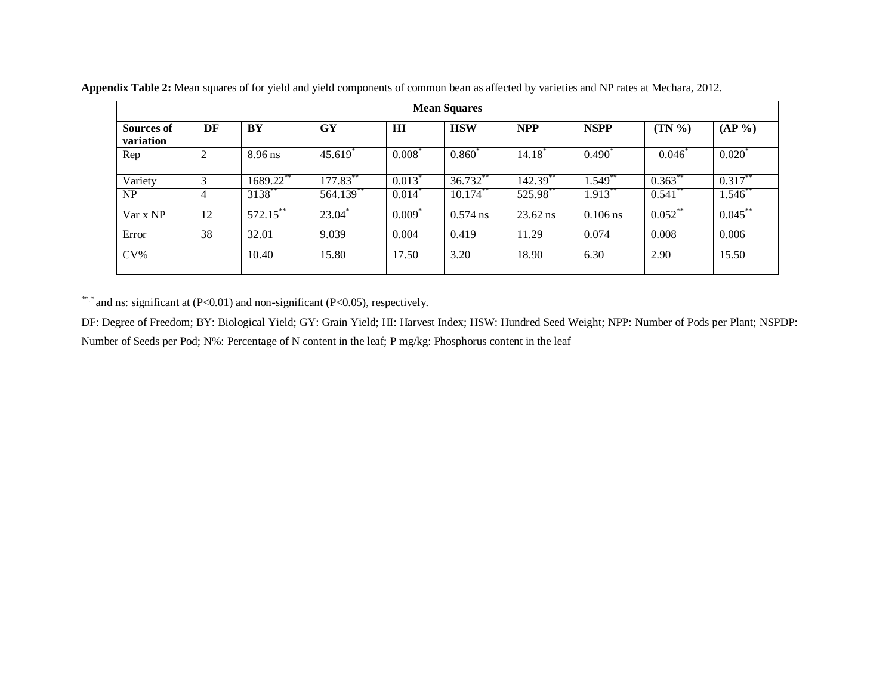**Appendix Table 2:** Mean squares of for yield and yield components of common bean as affected by varieties and NP rates at Mechara, 2012.

| Mean Squares | | | | | | | | | |
|---|---|---|---|---|---|---|---|---|---|
| **Sources of variation** | **DF** | **BY** | **GY** | **HI** | **HSW** | **NPP** | **NSPP** | **(TN %)** | **(AP %)** |
| Rep | 2 | 8.96 ns | 45.619* | 0.008* | 0.860* | 14.18* | 0.490* | 0.046* | 0.020* |
| Variety | 3 | 1689.22** | 177.83** | 0.013* | 36.732** | 142.39** | 1.549** | 0.363** | 0.317** |
| NP | 4 | 3138** | 564.139** | 0.014* | 10.174** | 525.98** | 1.913** | 0.541** | 1.546** |
| Var x NP | 12 | 572.15** | 23.04* | 0.009* | 0.574 ns | 23.62 ns | 0.106 ns | 0.052** | 0.045** |
| Error | 38 | 32.01 | 9.039 | 0.004 | 0.419 | 11.29 | 0.074 | 0.008 | 0.006 |
| CV% | | 10.40 | 15.80 | 17.50 | 3.20 | 18.90 | 6.30 | 2.90 | 15.50 |

**,* and ns: significant at ($P<0.01$) and non-significant ($P<0.05$), respectively.

DF: Degree of Freedom; BY: Biological Yield; GY: Grain Yield; HI: Harvest Index; HSW: Hundred Seed Weight; NPP: Number of Pods per Plant; NSPDP: Number of Seeds per Pod; N%: Percentage of N content in the leaf; P mg/kg: Phosphorus content in the leaf